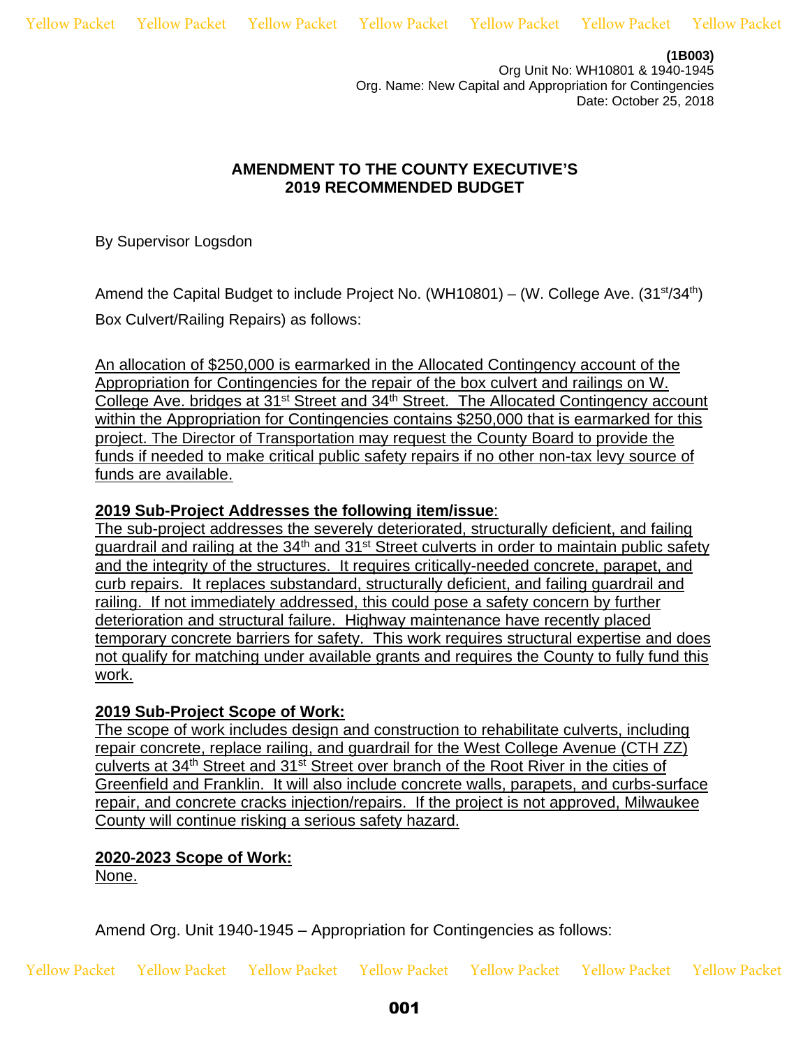**(1B003)**
Org Unit No: WH10801 & 1940-1945
Org. Name: New Capital and Appropriation for Contingencies
Date: October 25, 2018

## AMENDMENT TO THE COUNTY EXECUTIVE'S 2019 RECOMMENDED BUDGET

By Supervisor Logsdon

Amend the Capital Budget to include Project No. (WH10801) – (W. College Ave. (31st/34th) Box Culvert/Railing Repairs) as follows:

An allocation of $250,000 is earmarked in the Allocated Contingency account of the Appropriation for Contingencies for the repair of the box culvert and railings on W. College Ave. bridges at 31st Street and 34th Street. The Allocated Contingency account within the Appropriation for Contingencies contains $250,000 that is earmarked for this project. The Director of Transportation may request the County Board to provide the funds if needed to make critical public safety repairs if no other non-tax levy source of funds are available.

**2019 Sub-Project Addresses the following item/issue**:
The sub-project addresses the severely deteriorated, structurally deficient, and failing guardrail and railing at the 34th and 31st Street culverts in order to maintain public safety and the integrity of the structures. It requires critically-needed concrete, parapet, and curb repairs. It replaces substandard, structurally deficient, and failing guardrail and railing. If not immediately addressed, this could pose a safety concern by further deterioration and structural failure. Highway maintenance have recently placed temporary concrete barriers for safety. This work requires structural expertise and does not qualify for matching under available grants and requires the County to fully fund this work.

**2019 Sub-Project Scope of Work:**
The scope of work includes design and construction to rehabilitate culverts, including repair concrete, replace railing, and guardrail for the West College Avenue (CTH ZZ) culverts at 34th Street and 31st Street over branch of the Root River in the cities of Greenfield and Franklin. It will also include concrete walls, parapets, and curbs-surface repair, and concrete cracks injection/repairs. If the project is not approved, Milwaukee County will continue risking a serious safety hazard.

**2020-2023 Scope of Work:**
None.

Amend Org. Unit 1940-1945 – Appropriation for Contingencies as follows: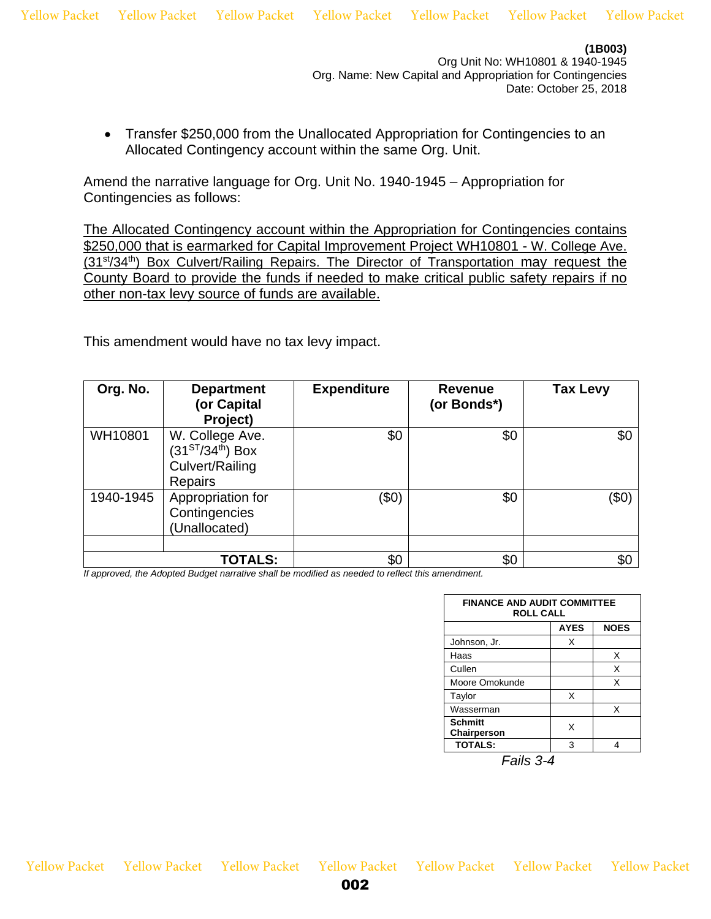**(1B003)**
Org Unit No: WH10801 & 1940-1945
Org. Name: New Capital and Appropriation for Contingencies
Date: October 25, 2018

- Transfer $250,000 from the Unallocated Appropriation for Contingencies to an Allocated Contingency account within the same Org. Unit.

Amend the narrative language for Org. Unit No. 1940-1945 – Appropriation for Contingencies as follows:

<u>The Allocated Contingency account within the Appropriation for Contingencies contains $250,000 that is earmarked for Capital Improvement Project WH10801 - W. College Ave. (31st/34th) Box Culvert/Railing Repairs. The Director of Transportation may request the County Board to provide the funds if needed to make critical public safety repairs if no other non-tax levy source of funds are available.</u>

This amendment would have no tax levy impact.

| Org. No. | Department (or Capital Project) | Expenditure | Revenue (or Bonds*) | Tax Levy |
|---|---|---|---|---|
| WH10801 | W. College Ave. (31ST/34th) Box Culvert/Railing Repairs | $0 | $0 | $0 |
| 1940-1945 | Appropriation for Contingencies (Unallocated) | ($0) | $0 | ($0) |
| | | | | |
| | **TOTALS:** | $0 | $0 | $0 |

*If approved, the Adopted Budget narrative shall be modified as needed to reflect this amendment.*

| FINANCE AND AUDIT COMMITTEE ROLL CALL | | |
|---|---|---|
| | AYES | NOES |
| Johnson, Jr. | X | |
| Haas | | X |
| Cullen | | X |
| Moore Omokunde | | X |
| Taylor | X | |
| Wasserman | | X |
| **Schmitt Chairperson** | X | |
| **TOTALS:** | 3 | 4 |

*Fails 3-4*